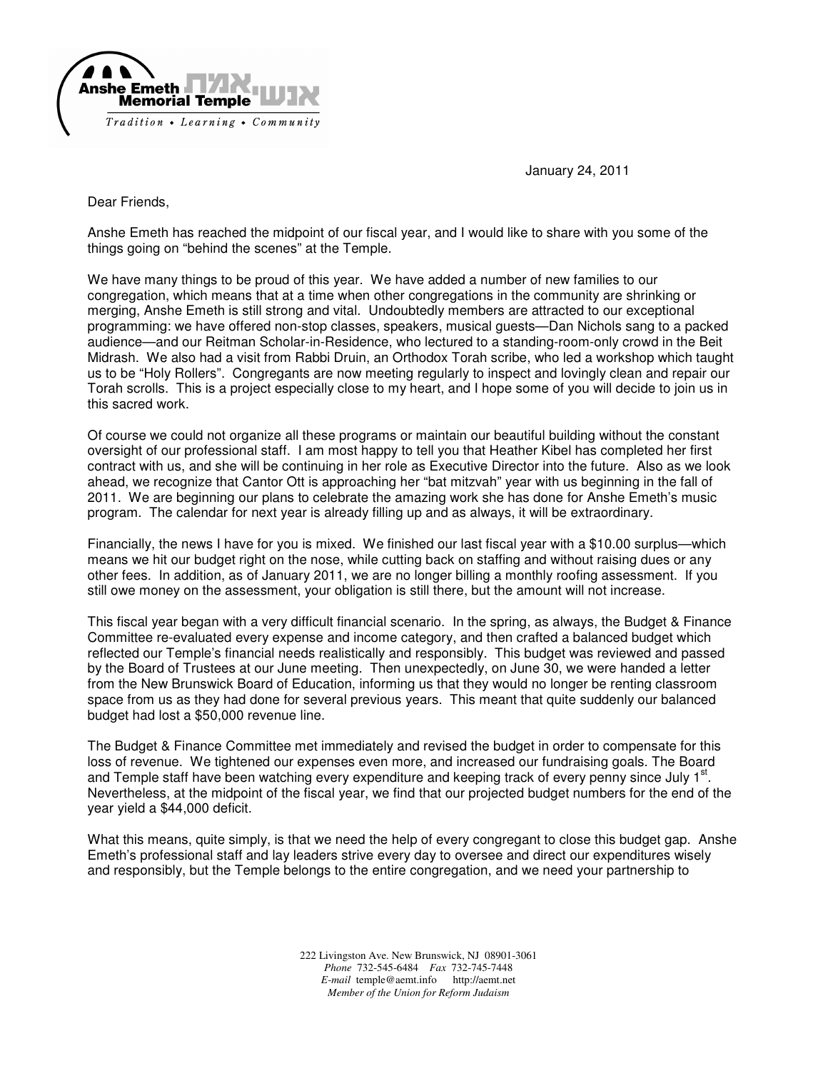Anshe Emeth Memorial Temple אנשי אמת

*Tradition • Learning • Community*

January 24, 2011

Dear Friends,

Anshe Emeth has reached the midpoint of our fiscal year, and I would like to share with you some of the things going on "behind the scenes" at the Temple.

We have many things to be proud of this year. We have added a number of new families to our congregation, which means that at a time when other congregations in the community are shrinking or merging, Anshe Emeth is still strong and vital. Undoubtedly members are attracted to our exceptional programming: we have offered non-stop classes, speakers, musical guests—Dan Nichols sang to a packed audience—and our Reitman Scholar-in-Residence, who lectured to a standing-room-only crowd in the Beit Midrash. We also had a visit from Rabbi Druin, an Orthodox Torah scribe, who led a workshop which taught us to be "Holy Rollers". Congregants are now meeting regularly to inspect and lovingly clean and repair our Torah scrolls. This is a project especially close to my heart, and I hope some of you will decide to join us in this sacred work.

Of course we could not organize all these programs or maintain our beautiful building without the constant oversight of our professional staff. I am most happy to tell you that Heather Kibel has completed her first contract with us, and she will be continuing in her role as Executive Director into the future. Also as we look ahead, we recognize that Cantor Ott is approaching her "bat mitzvah" year with us beginning in the fall of 2011. We are beginning our plans to celebrate the amazing work she has done for Anshe Emeth's music program. The calendar for next year is already filling up and as always, it will be extraordinary.

Financially, the news I have for you is mixed. We finished our last fiscal year with a $10.00 surplus—which means we hit our budget right on the nose, while cutting back on staffing and without raising dues or any other fees. In addition, as of January 2011, we are no longer billing a monthly roofing assessment. If you still owe money on the assessment, your obligation is still there, but the amount will not increase.

This fiscal year began with a very difficult financial scenario. In the spring, as always, the Budget & Finance Committee re-evaluated every expense and income category, and then crafted a balanced budget which reflected our Temple's financial needs realistically and responsibly. This budget was reviewed and passed by the Board of Trustees at our June meeting. Then unexpectedly, on June 30, we were handed a letter from the New Brunswick Board of Education, informing us that they would no longer be renting classroom space from us as they had done for several previous years. This meant that quite suddenly our balanced budget had lost a $50,000 revenue line.

The Budget & Finance Committee met immediately and revised the budget in order to compensate for this loss of revenue. We tightened our expenses even more, and increased our fundraising goals. The Board and Temple staff have been watching every expenditure and keeping track of every penny since July 1st. Nevertheless, at the midpoint of the fiscal year, we find that our projected budget numbers for the end of the year yield a $44,000 deficit.

What this means, quite simply, is that we need the help of every congregant to close this budget gap. Anshe Emeth's professional staff and lay leaders strive every day to oversee and direct our expenditures wisely and responsibly, but the Temple belongs to the entire congregation, and we need your partnership to

222 Livingston Ave. New Brunswick, NJ 08901-3061
*Phone* 732-545-6484 *Fax* 732-745-7448
*E-mail* temple@aemt.info http://aemt.net
*Member of the Union for Reform Judaism*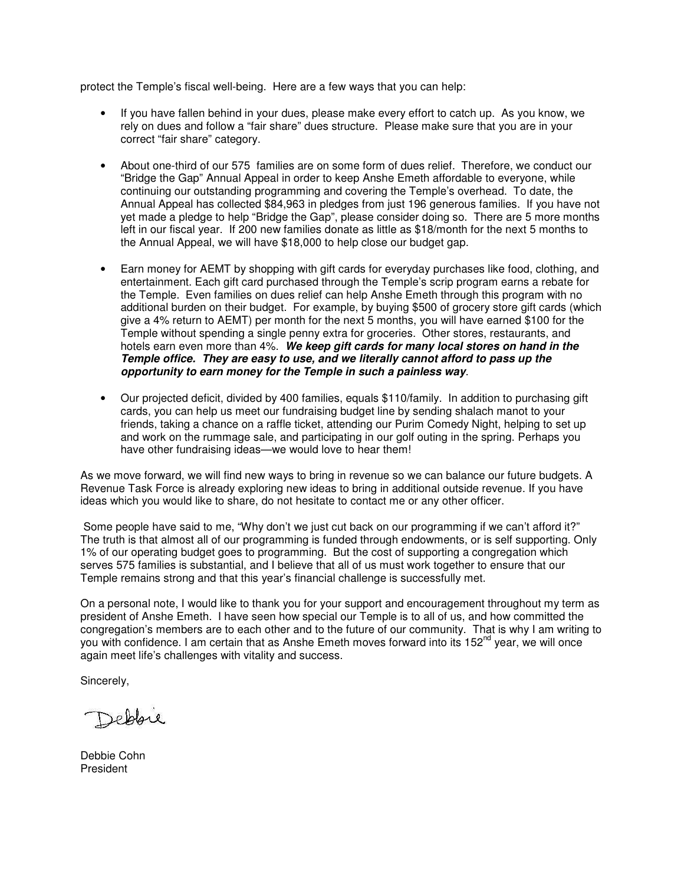protect the Temple's fiscal well-being. Here are a few ways that you can help:

- If you have fallen behind in your dues, please make every effort to catch up. As you know, we rely on dues and follow a "fair share" dues structure. Please make sure that you are in your correct "fair share" category.

- About one-third of our 575 families are on some form of dues relief. Therefore, we conduct our "Bridge the Gap" Annual Appeal in order to keep Anshe Emeth affordable to everyone, while continuing our outstanding programming and covering the Temple's overhead. To date, the Annual Appeal has collected $84,963 in pledges from just 196 generous families. If you have not yet made a pledge to help "Bridge the Gap", please consider doing so. There are 5 more months left in our fiscal year. If 200 new families donate as little as $18/month for the next 5 months to the Annual Appeal, we will have $18,000 to help close our budget gap.

- Earn money for AEMT by shopping with gift cards for everyday purchases like food, clothing, and entertainment. Each gift card purchased through the Temple's scrip program earns a rebate for the Temple. Even families on dues relief can help Anshe Emeth through this program with no additional burden on their budget. For example, by buying $500 of grocery store gift cards (which give a 4% return to AEMT) per month for the next 5 months, you will have earned $100 for the Temple without spending a single penny extra for groceries. Other stores, restaurants, and hotels earn even more than 4%. ***We keep gift cards for many local stores on hand in the Temple office. They are easy to use, and we literally cannot afford to pass up the opportunity to earn money for the Temple in such a painless way***.

- Our projected deficit, divided by 400 families, equals $110/family. In addition to purchasing gift cards, you can help us meet our fundraising budget line by sending shalach manot to your friends, taking a chance on a raffle ticket, attending our Purim Comedy Night, helping to set up and work on the rummage sale, and participating in our golf outing in the spring. Perhaps you have other fundraising ideas—we would love to hear them!

As we move forward, we will find new ways to bring in revenue so we can balance our future budgets. A Revenue Task Force is already exploring new ideas to bring in additional outside revenue. If you have ideas which you would like to share, do not hesitate to contact me or any other officer.

Some people have said to me, "Why don't we just cut back on our programming if we can't afford it?" The truth is that almost all of our programming is funded through endowments, or is self supporting. Only 1% of our operating budget goes to programming. But the cost of supporting a congregation which serves 575 families is substantial, and I believe that all of us must work together to ensure that our Temple remains strong and that this year's financial challenge is successfully met.

On a personal note, I would like to thank you for your support and encouragement throughout my term as president of Anshe Emeth. I have seen how special our Temple is to all of us, and how committed the congregation's members are to each other and to the future of our community. That is why I am writing to you with confidence. I am certain that as Anshe Emeth moves forward into its 152nd year, we will once again meet life's challenges with vitality and success.

Sincerely,

Debbie

Debbie Cohn
President